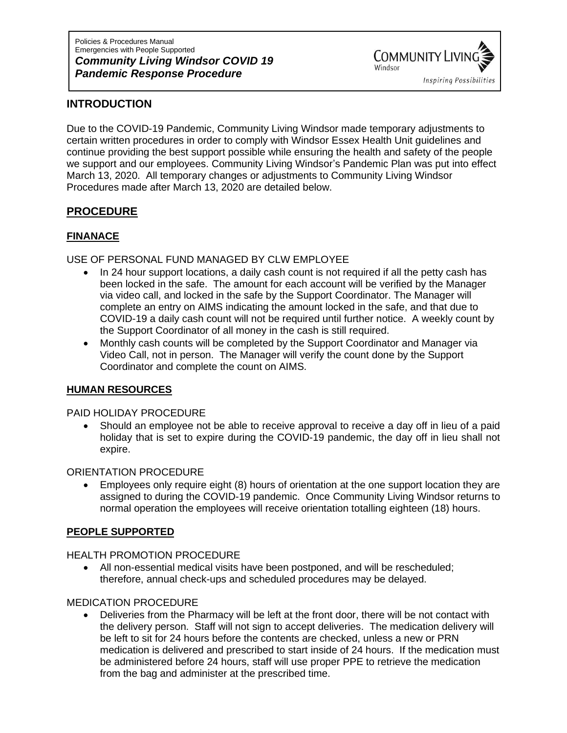Policies & Procedures Manual
Emergencies with People Supported

***Community Living Windsor COVID 19 Pandemic Response Procedure***

COMMUNITY LIVING Windsor
*Inspiring Possibilities*

## INTRODUCTION

Due to the COVID-19 Pandemic, Community Living Windsor made temporary adjustments to certain written procedures in order to comply with Windsor Essex Health Unit guidelines and continue providing the best support possible while ensuring the health and safety of the people we support and our employees. Community Living Windsor's Pandemic Plan was put into effect March 13, 2020. All temporary changes or adjustments to Community Living Windsor Procedures made after March 13, 2020 are detailed below.

## PROCEDURE

### FINANACE

USE OF PERSONAL FUND MANAGED BY CLW EMPLOYEE

- In 24 hour support locations, a daily cash count is not required if all the petty cash has been locked in the safe. The amount for each account will be verified by the Manager via video call, and locked in the safe by the Support Coordinator. The Manager will complete an entry on AIMS indicating the amount locked in the safe, and that due to COVID-19 a daily cash count will not be required until further notice. A weekly count by the Support Coordinator of all money in the cash is still required.
- Monthly cash counts will be completed by the Support Coordinator and Manager via Video Call, not in person. The Manager will verify the count done by the Support Coordinator and complete the count on AIMS.

### HUMAN RESOURCES

PAID HOLIDAY PROCEDURE

- Should an employee not be able to receive approval to receive a day off in lieu of a paid holiday that is set to expire during the COVID-19 pandemic, the day off in lieu shall not expire.

ORIENTATION PROCEDURE

- Employees only require eight (8) hours of orientation at the one support location they are assigned to during the COVID-19 pandemic. Once Community Living Windsor returns to normal operation the employees will receive orientation totalling eighteen (18) hours.

### PEOPLE SUPPORTED

HEALTH PROMOTION PROCEDURE

- All non-essential medical visits have been postponed, and will be rescheduled; therefore, annual check-ups and scheduled procedures may be delayed.

MEDICATION PROCEDURE

- Deliveries from the Pharmacy will be left at the front door, there will be not contact with the delivery person. Staff will not sign to accept deliveries. The medication delivery will be left to sit for 24 hours before the contents are checked, unless a new or PRN medication is delivered and prescribed to start inside of 24 hours. If the medication must be administered before 24 hours, staff will use proper PPE to retrieve the medication from the bag and administer at the prescribed time.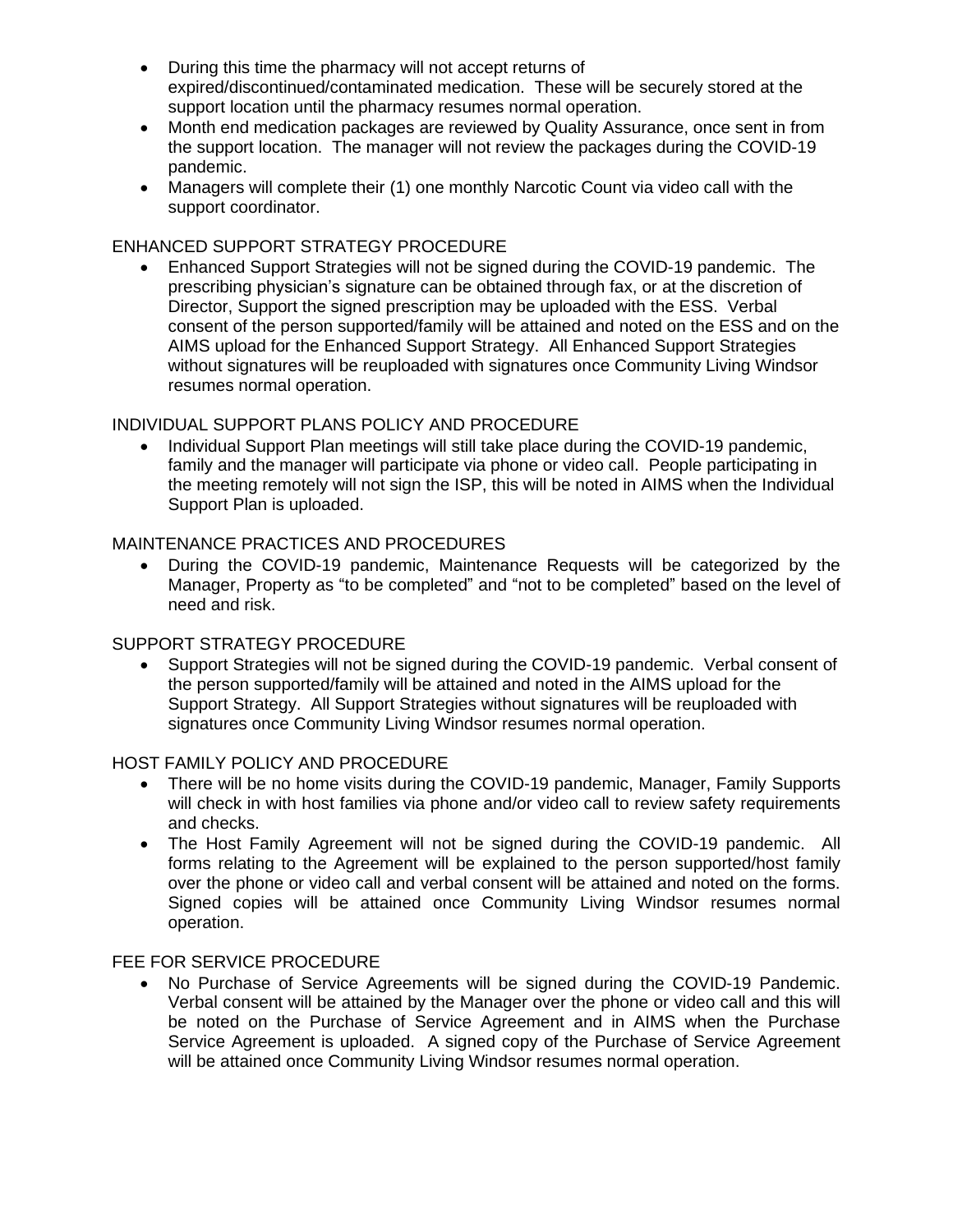- During this time the pharmacy will not accept returns of expired/discontinued/contaminated medication. These will be securely stored at the support location until the pharmacy resumes normal operation.
- Month end medication packages are reviewed by Quality Assurance, once sent in from the support location. The manager will not review the packages during the COVID-19 pandemic.
- Managers will complete their (1) one monthly Narcotic Count via video call with the support coordinator.

ENHANCED SUPPORT STRATEGY PROCEDURE

- Enhanced Support Strategies will not be signed during the COVID-19 pandemic. The prescribing physician's signature can be obtained through fax, or at the discretion of Director, Support the signed prescription may be uploaded with the ESS. Verbal consent of the person supported/family will be attained and noted on the ESS and on the AIMS upload for the Enhanced Support Strategy. All Enhanced Support Strategies without signatures will be reuploaded with signatures once Community Living Windsor resumes normal operation.

INDIVIDUAL SUPPORT PLANS POLICY AND PROCEDURE

- Individual Support Plan meetings will still take place during the COVID-19 pandemic, family and the manager will participate via phone or video call. People participating in the meeting remotely will not sign the ISP, this will be noted in AIMS when the Individual Support Plan is uploaded.

MAINTENANCE PRACTICES AND PROCEDURES

- During the COVID-19 pandemic, Maintenance Requests will be categorized by the Manager, Property as "to be completed" and "not to be completed" based on the level of need and risk.

SUPPORT STRATEGY PROCEDURE

- Support Strategies will not be signed during the COVID-19 pandemic. Verbal consent of the person supported/family will be attained and noted in the AIMS upload for the Support Strategy. All Support Strategies without signatures will be reuploaded with signatures once Community Living Windsor resumes normal operation.

HOST FAMILY POLICY AND PROCEDURE

- There will be no home visits during the COVID-19 pandemic, Manager, Family Supports will check in with host families via phone and/or video call to review safety requirements and checks.
- The Host Family Agreement will not be signed during the COVID-19 pandemic. All forms relating to the Agreement will be explained to the person supported/host family over the phone or video call and verbal consent will be attained and noted on the forms. Signed copies will be attained once Community Living Windsor resumes normal operation.

FEE FOR SERVICE PROCEDURE

- No Purchase of Service Agreements will be signed during the COVID-19 Pandemic. Verbal consent will be attained by the Manager over the phone or video call and this will be noted on the Purchase of Service Agreement and in AIMS when the Purchase Service Agreement is uploaded. A signed copy of the Purchase of Service Agreement will be attained once Community Living Windsor resumes normal operation.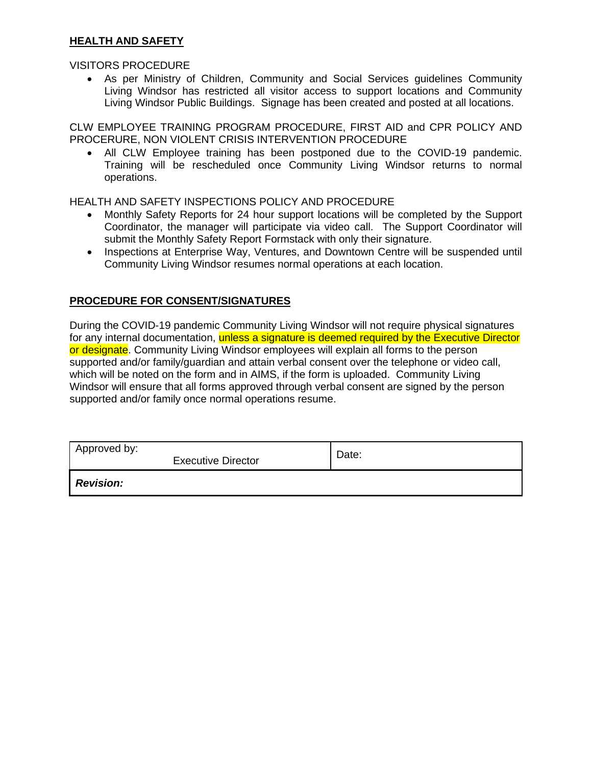## **HEALTH AND SAFETY**

VISITORS PROCEDURE

- As per Ministry of Children, Community and Social Services guidelines Community Living Windsor has restricted all visitor access to support locations and Community Living Windsor Public Buildings. Signage has been created and posted at all locations.

CLW EMPLOYEE TRAINING PROGRAM PROCEDURE, FIRST AID and CPR POLICY AND PROCERURE, NON VIOLENT CRISIS INTERVENTION PROCEDURE

- All CLW Employee training has been postponed due to the COVID-19 pandemic. Training will be rescheduled once Community Living Windsor returns to normal operations.

HEALTH AND SAFETY INSPECTIONS POLICY AND PROCEDURE

- Monthly Safety Reports for 24 hour support locations will be completed by the Support Coordinator, the manager will participate via video call. The Support Coordinator will submit the Monthly Safety Report Formstack with only their signature.
- Inspections at Enterprise Way, Ventures, and Downtown Centre will be suspended until Community Living Windsor resumes normal operations at each location.

## **PROCEDURE FOR CONSENT/SIGNATURES**

During the COVID-19 pandemic Community Living Windsor will not require physical signatures for any internal documentation, unless a signature is deemed required by the Executive Director or designate. Community Living Windsor employees will explain all forms to the person supported and/or family/guardian and attain verbal consent over the telephone or video call, which will be noted on the form and in AIMS, if the form is uploaded. Community Living Windsor will ensure that all forms approved through verbal consent are signed by the person supported and/or family once normal operations resume.

| | |
|---|---|
| Approved by: Executive Director | Date: |
| ***Revision:*** | |